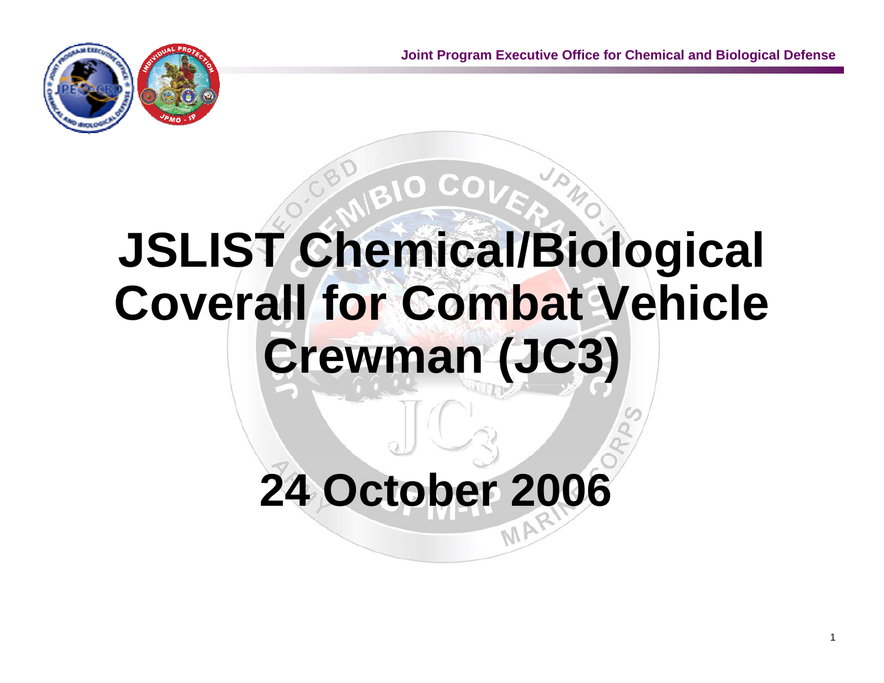# JSLIST Chemical/Biological Coverall for Combat Vehicle Crewman (JC3)

## 24 October 2006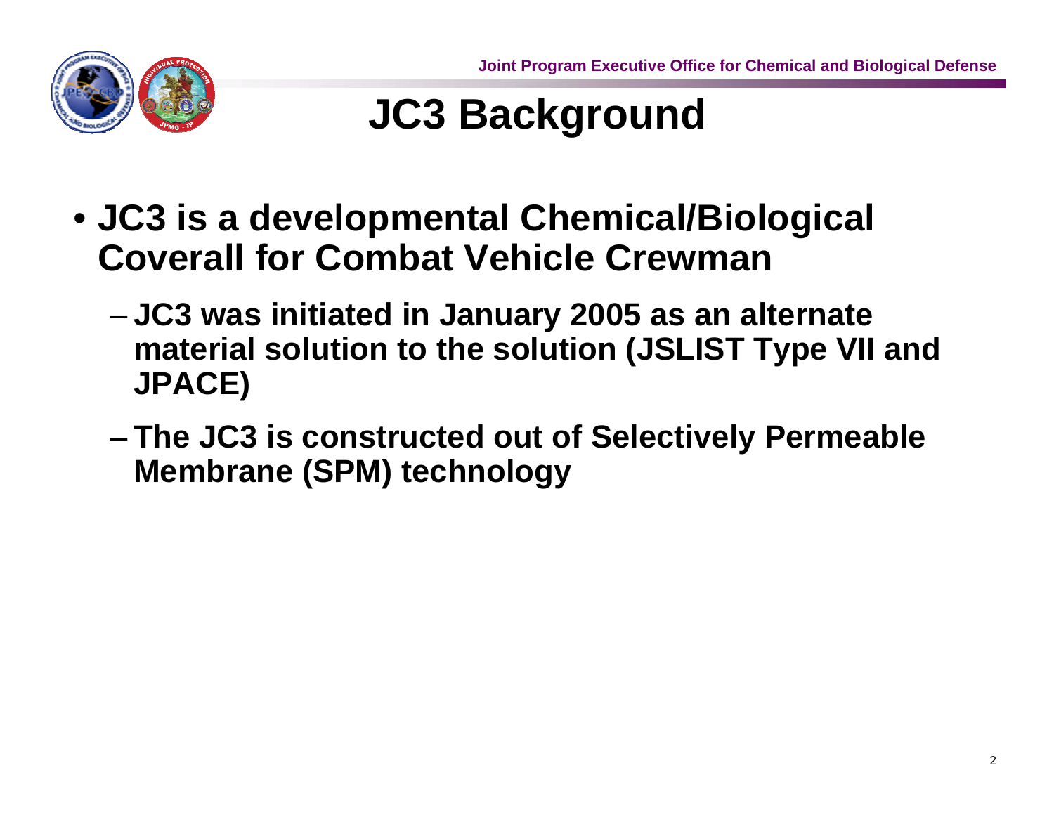# JC3 Background

- JC3 is a developmental Chemical/Biological Coverall for Combat Vehicle Crewman
  - JC3 was initiated in January 2005 as an alternate material solution to the solution (JSLIST Type VII and JPACE)
  - The JC3 is constructed out of Selectively Permeable Membrane (SPM) technology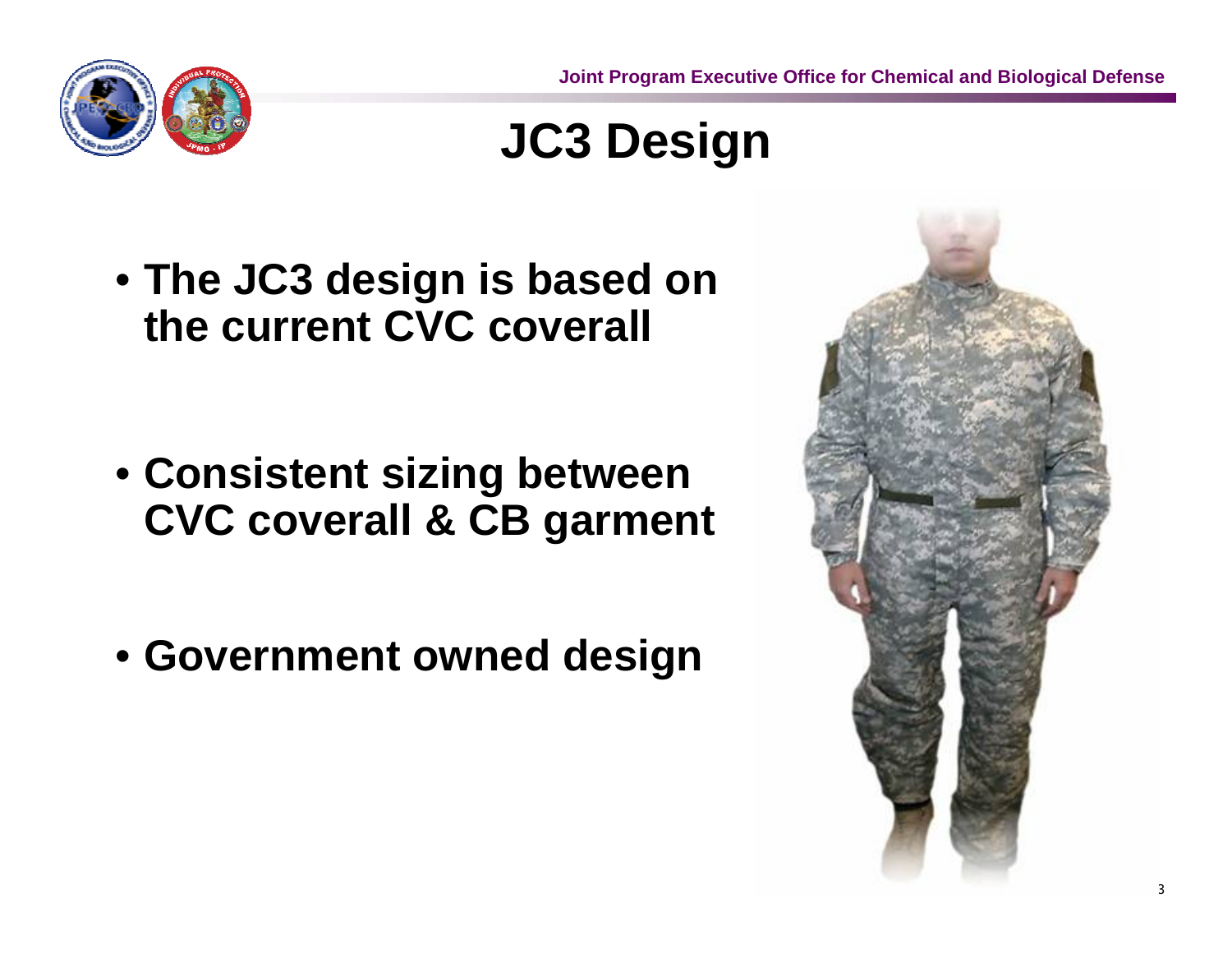# JC3 Design

- **The JC3 design is based on the current CVC coverall**
- **Consistent sizing between CVC coverall & CB garment**
- **Government owned design**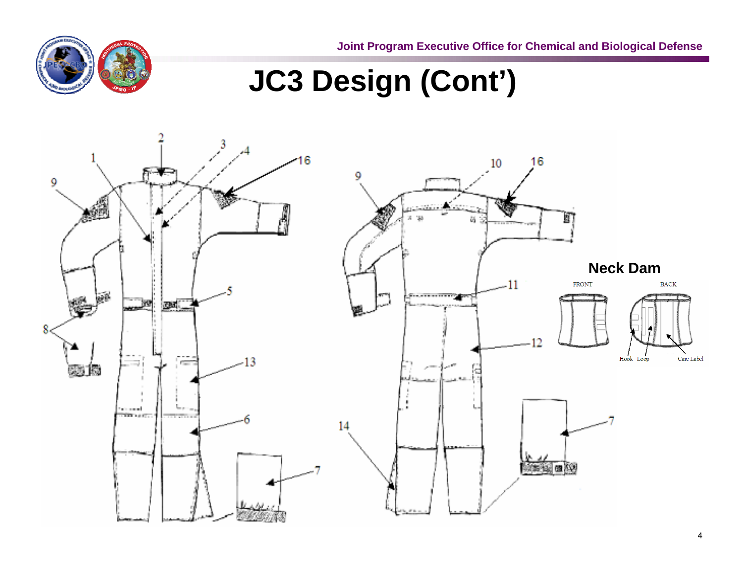# JC3 Design (Cont')

Neck Dam

FRONT

BACK

Hook Loop

Care Label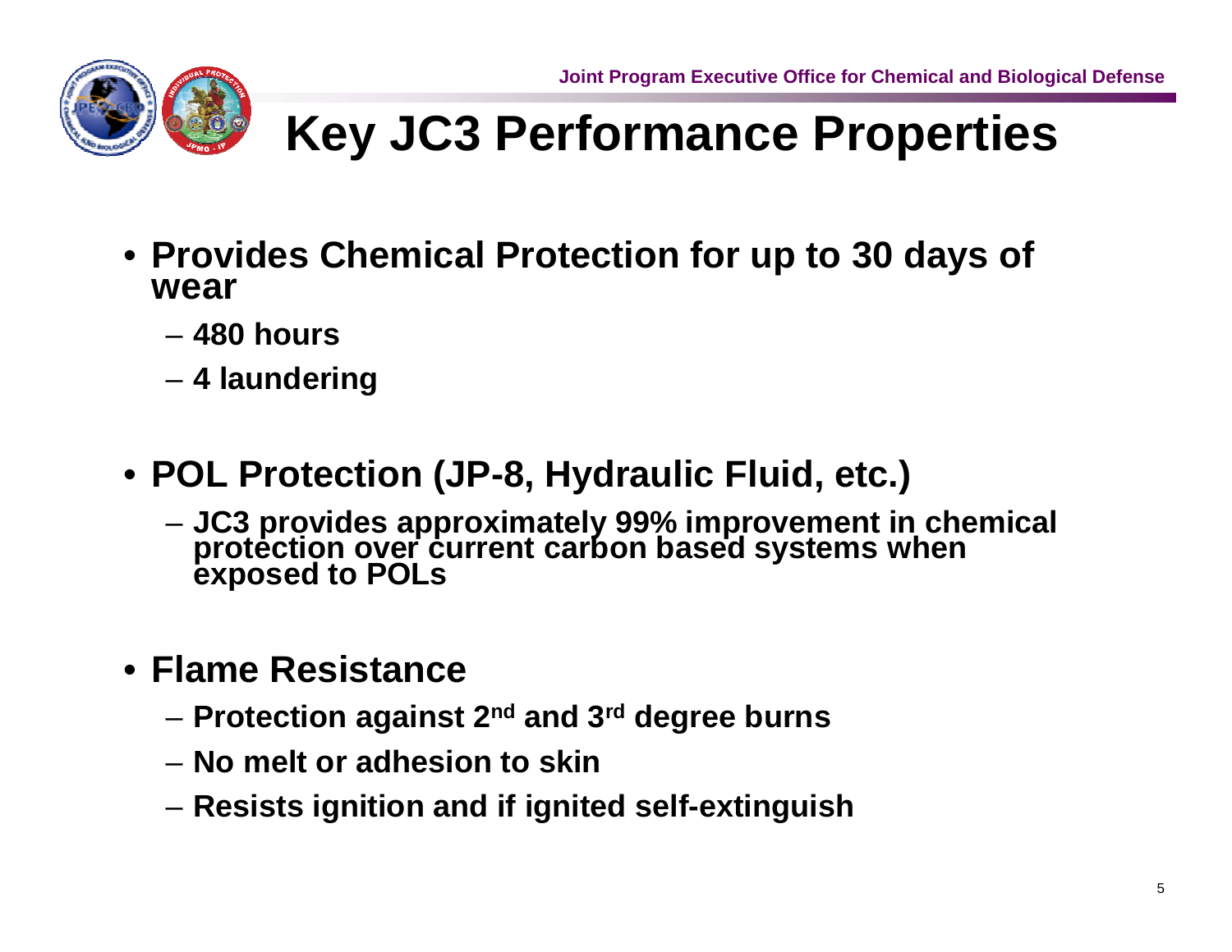# Key JC3 Performance Properties

- Provides Chemical Protection for up to 30 days of wear
  - 480 hours
  - 4 laundering
- POL Protection (JP-8, Hydraulic Fluid, etc.)
  - JC3 provides approximately 99% improvement in chemical protection over current carbon based systems when exposed to POLs
- Flame Resistance
  - Protection against 2nd and 3rd degree burns
  - No melt or adhesion to skin
  - Resists ignition and if ignited self-extinguish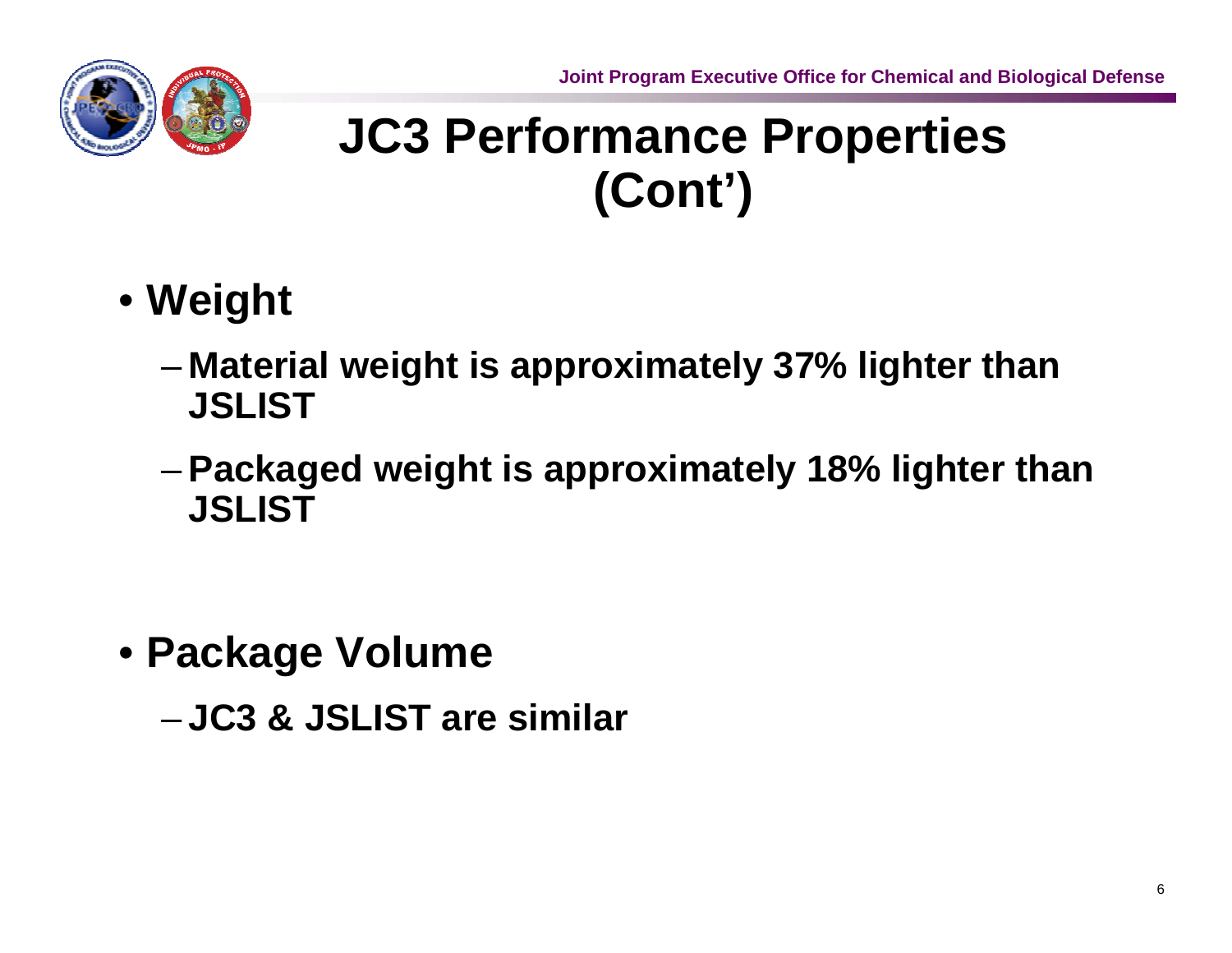# JC3 Performance Properties (Cont')

- **Weight**
  - **Material weight is approximately 37% lighter than JSLIST**
  - **Packaged weight is approximately 18% lighter than JSLIST**

- **Package Volume**
  - **JC3 & JSLIST are similar**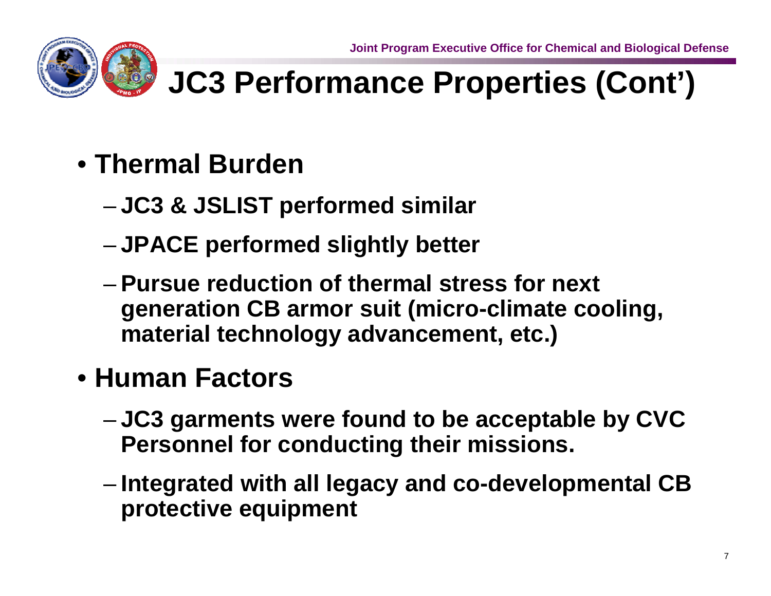# JC3 Performance Properties (Cont')

- **Thermal Burden**
  - **JC3 & JSLIST performed similar**
  - **JPACE performed slightly better**
  - **Pursue reduction of thermal stress for next generation CB armor suit (micro-climate cooling, material technology advancement, etc.)**
- **Human Factors**
  - **JC3 garments were found to be acceptable by CVC Personnel for conducting their missions.**
  - **Integrated with all legacy and co-developmental CB protective equipment**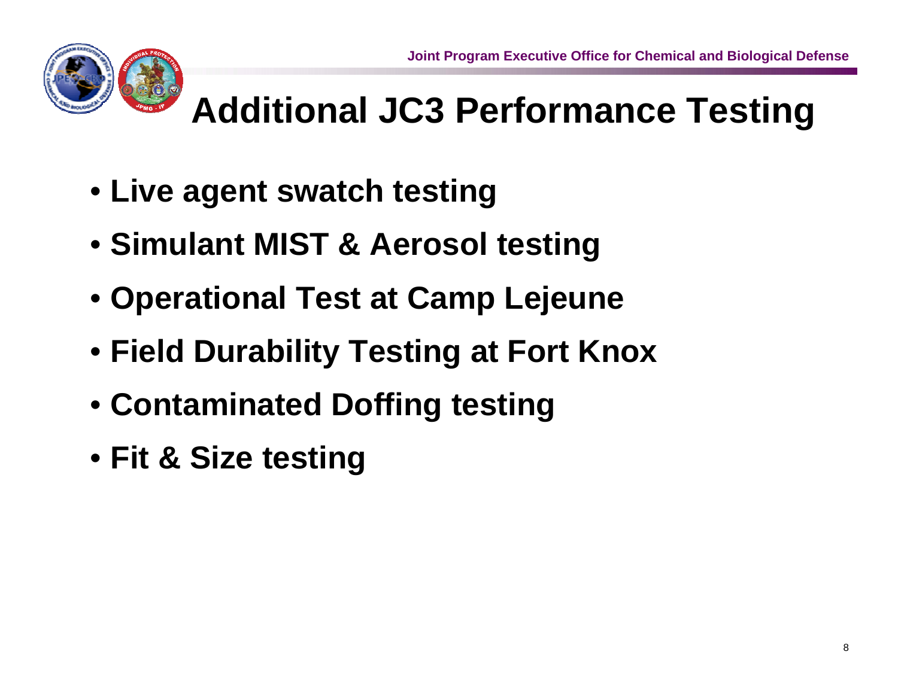# Additional JC3 Performance Testing

- Live agent swatch testing
- Simulant MIST & Aerosol testing
- Operational Test at Camp Lejeune
- Field Durability Testing at Fort Knox
- Contaminated Doffing testing
- Fit & Size testing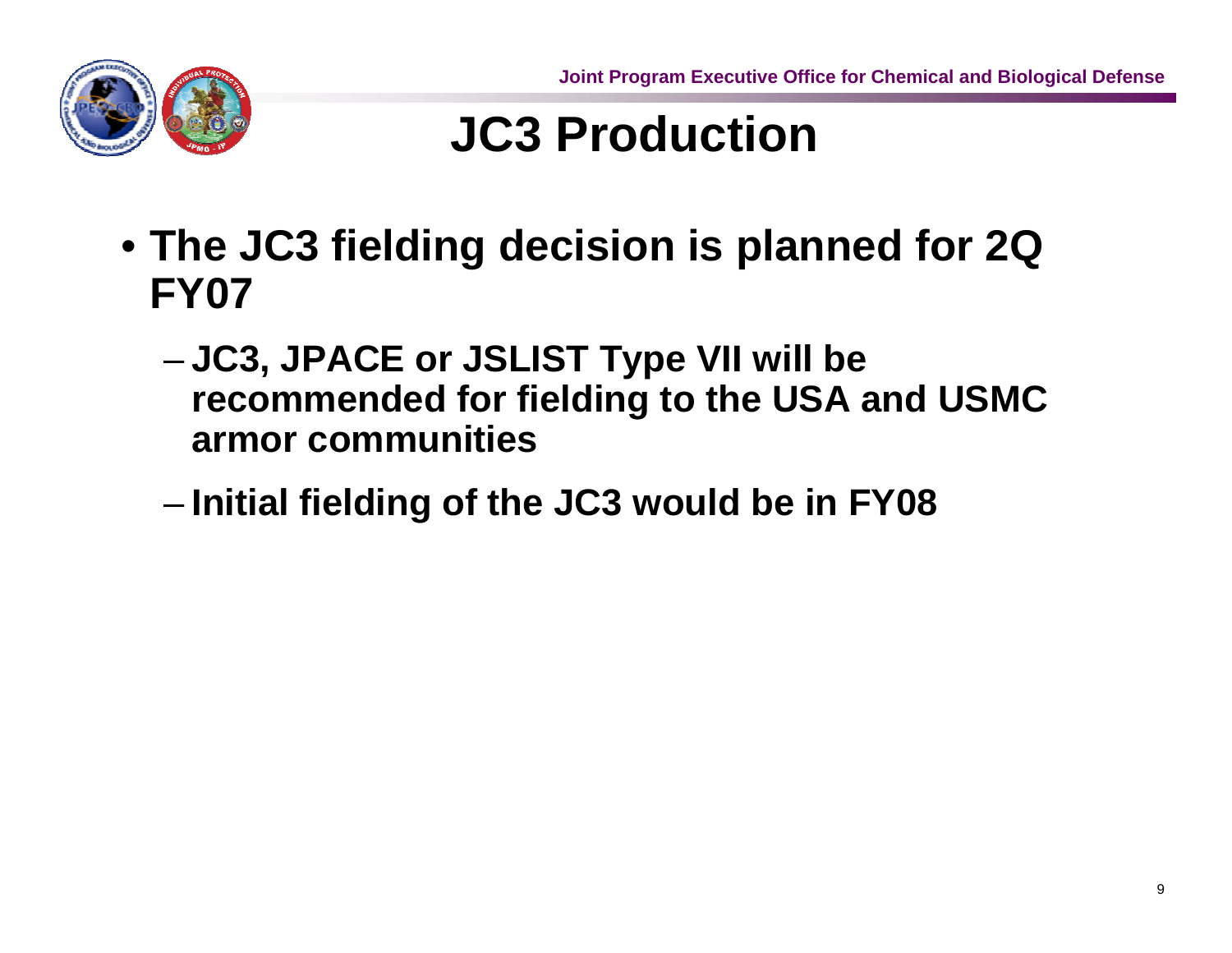# JC3 Production

- The JC3 fielding decision is planned for 2Q FY07
  - JC3, JPACE or JSLIST Type VII will be recommended for fielding to the USA and USMC armor communities
  - Initial fielding of the JC3 would be in FY08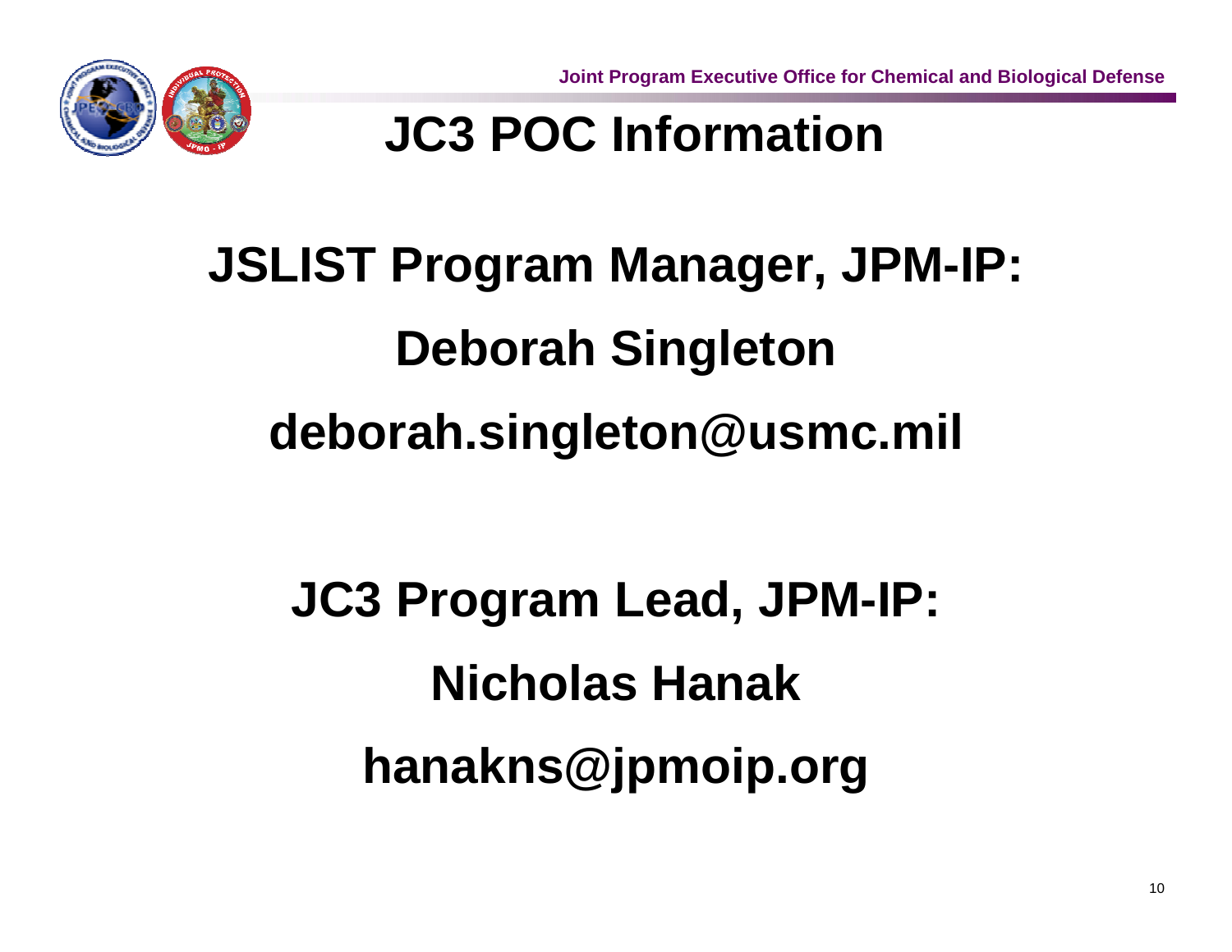# JC3 POC Information

**JSLIST Program Manager, JPM-IP:**

**Deborah Singleton**

**deborah.singleton@usmc.mil**

**JC3 Program Lead, JPM-IP:**

**Nicholas Hanak**

**hanakns@jpmoip.org**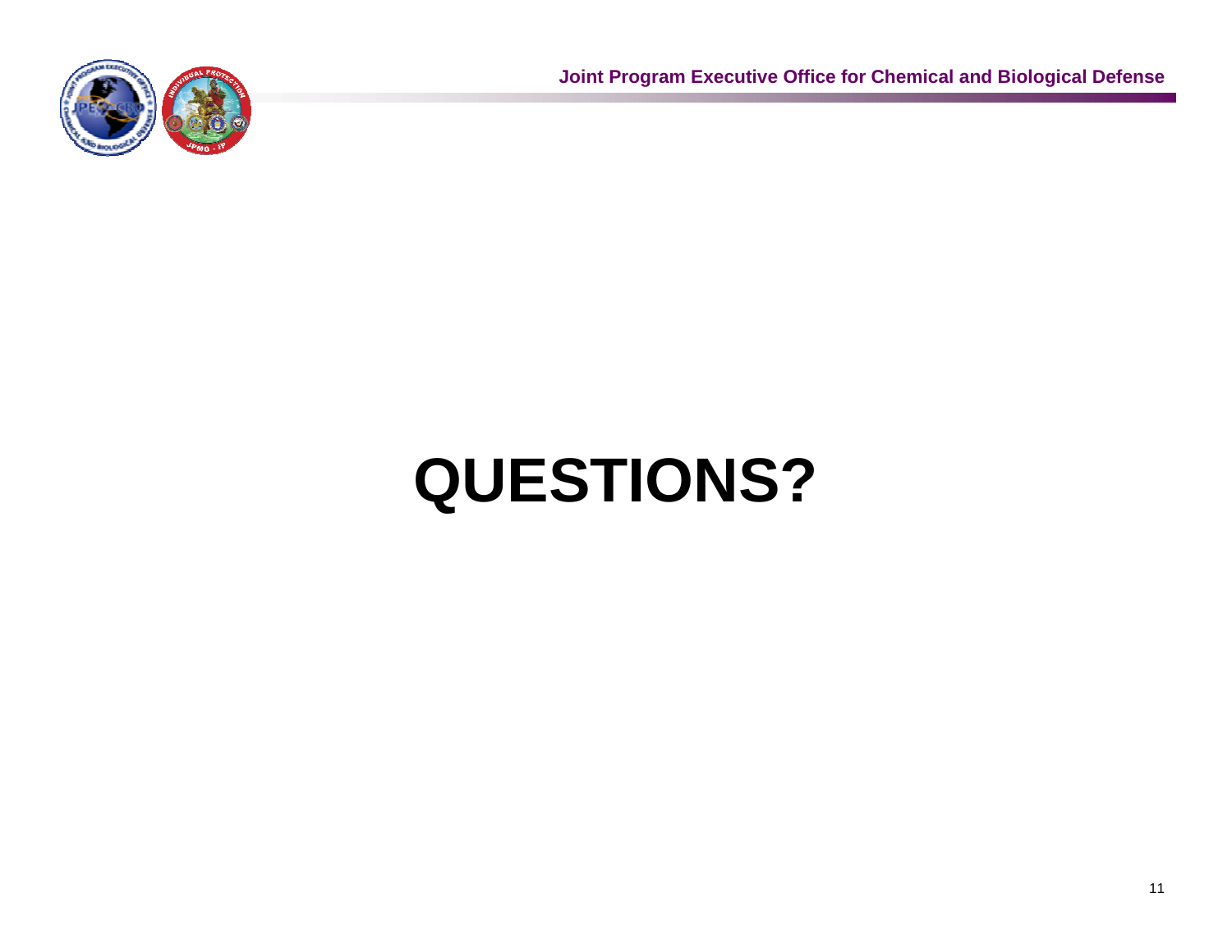# QUESTIONS?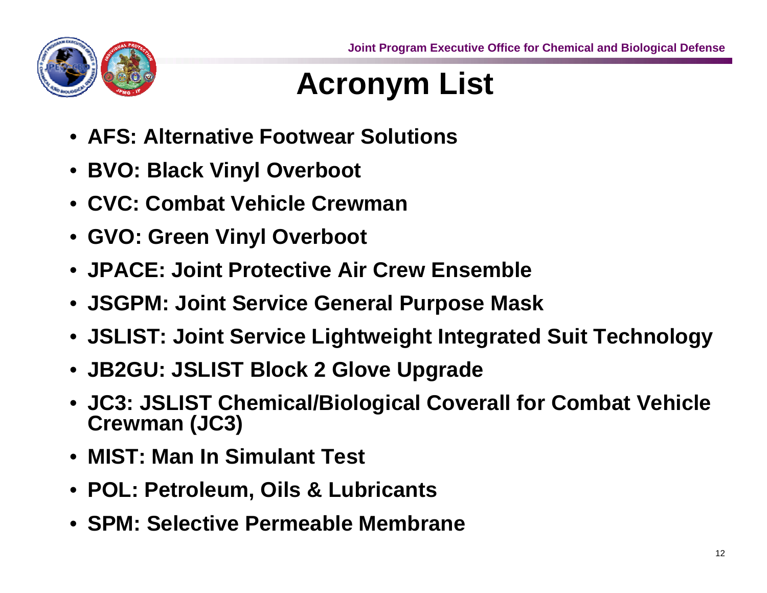# Acronym List

- **AFS: Alternative Footwear Solutions**
- **BVO: Black Vinyl Overboot**
- **CVC: Combat Vehicle Crewman**
- **GVO: Green Vinyl Overboot**
- **JPACE: Joint Protective Air Crew Ensemble**
- **JSGPM: Joint Service General Purpose Mask**
- **JSLIST: Joint Service Lightweight Integrated Suit Technology**
- **JB2GU: JSLIST Block 2 Glove Upgrade**
- **JC3: JSLIST Chemical/Biological Coverall for Combat Vehicle Crewman (JC3)**
- **MIST: Man In Simulant Test**
- **POL: Petroleum, Oils & Lubricants**
- **SPM: Selective Permeable Membrane**